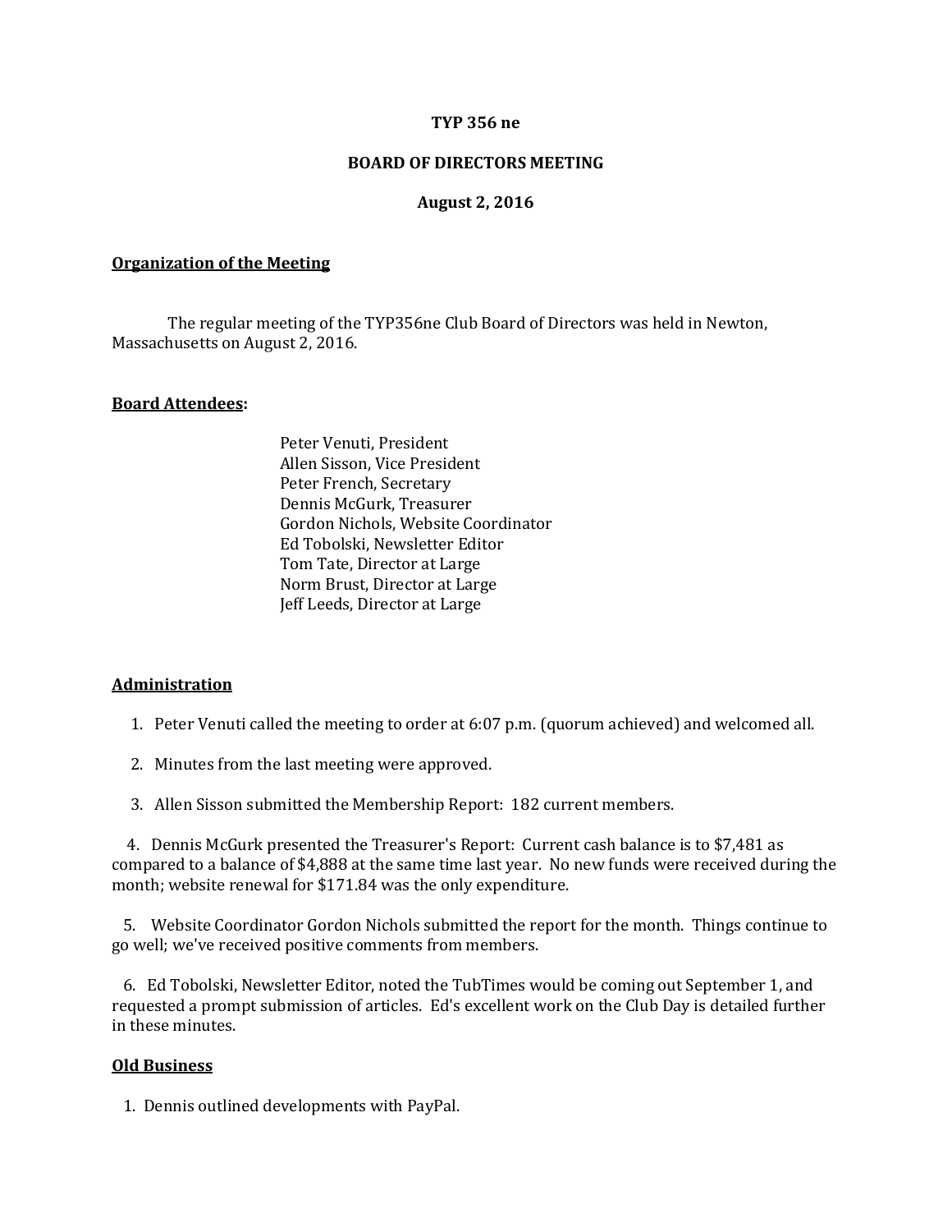**TYP 356 ne**

**BOARD OF DIRECTORS MEETING**

**August 2, 2016**

## Organization of the Meeting

The regular meeting of the TYP356ne Club Board of Directors was held in Newton, Massachusetts on August 2, 2016.

## Board Attendees:

Peter Venuti, President
Allen Sisson, Vice President
Peter French, Secretary
Dennis McGurk, Treasurer
Gordon Nichols, Website Coordinator
Ed Tobolski, Newsletter Editor
Tom Tate, Director at Large
Norm Brust, Director at Large
Jeff Leeds, Director at Large

## Administration

1. Peter Venuti called the meeting to order at 6:07 p.m. (quorum achieved) and welcomed all.

2. Minutes from the last meeting were approved.

3. Allen Sisson submitted the Membership Report: 182 current members.

4. Dennis McGurk presented the Treasurer's Report: Current cash balance is to $7,481 as compared to a balance of $4,888 at the same time last year. No new funds were received during the month; website renewal for $171.84 was the only expenditure.

5. Website Coordinator Gordon Nichols submitted the report for the month. Things continue to go well; we've received positive comments from members.

6. Ed Tobolski, Newsletter Editor, noted the TubTimes would be coming out September 1, and requested a prompt submission of articles. Ed's excellent work on the Club Day is detailed further in these minutes.

## Old Business

1. Dennis outlined developments with PayPal.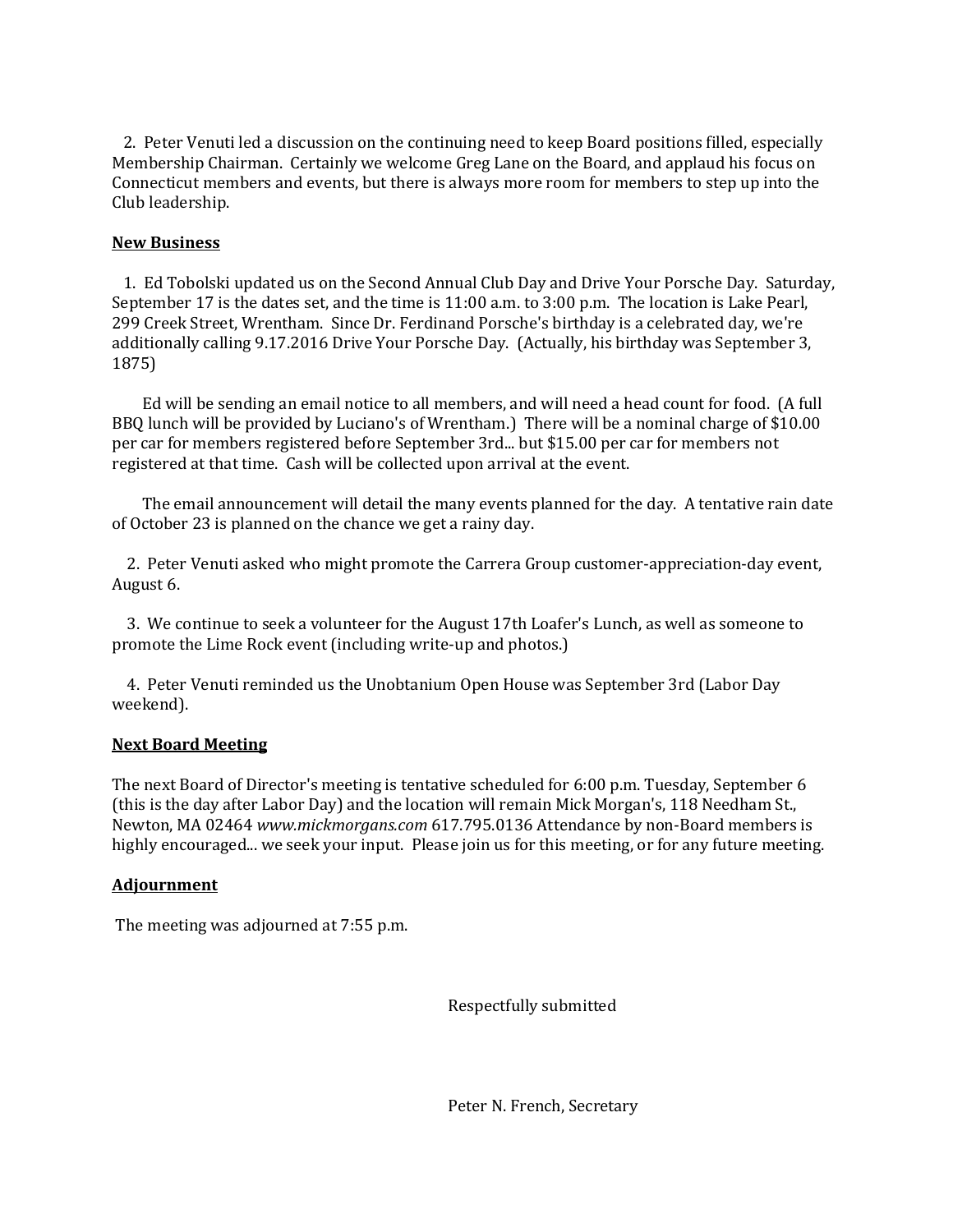2. Peter Venuti led a discussion on the continuing need to keep Board positions filled, especially Membership Chairman. Certainly we welcome Greg Lane on the Board, and applaud his focus on Connecticut members and events, but there is always more room for members to step up into the Club leadership.

**New Business**

1. Ed Tobolski updated us on the Second Annual Club Day and Drive Your Porsche Day. Saturday, September 17 is the dates set, and the time is 11:00 a.m. to 3:00 p.m. The location is Lake Pearl, 299 Creek Street, Wrentham. Since Dr. Ferdinand Porsche's birthday is a celebrated day, we're additionally calling 9.17.2016 Drive Your Porsche Day. (Actually, his birthday was September 3, 1875)

Ed will be sending an email notice to all members, and will need a head count for food. (A full BBQ lunch will be provided by Luciano's of Wrentham.) There will be a nominal charge of $10.00 per car for members registered before September 3rd... but $15.00 per car for members not registered at that time. Cash will be collected upon arrival at the event.

The email announcement will detail the many events planned for the day. A tentative rain date of October 23 is planned on the chance we get a rainy day.

2. Peter Venuti asked who might promote the Carrera Group customer-appreciation-day event, August 6.

3. We continue to seek a volunteer for the August 17th Loafer's Lunch, as well as someone to promote the Lime Rock event (including write-up and photos.)

4. Peter Venuti reminded us the Unobtanium Open House was September 3rd (Labor Day weekend).

**Next Board Meeting**

The next Board of Director's meeting is tentative scheduled for 6:00 p.m. Tuesday, September 6 (this is the day after Labor Day) and the location will remain Mick Morgan's, 118 Needham St., Newton, MA 02464 *www.mickmorgans.com* 617.795.0136 Attendance by non-Board members is highly encouraged... we seek your input. Please join us for this meeting, or for any future meeting.

**Adjournment**

The meeting was adjourned at 7:55 p.m.

Respectfully submitted

Peter N. French, Secretary